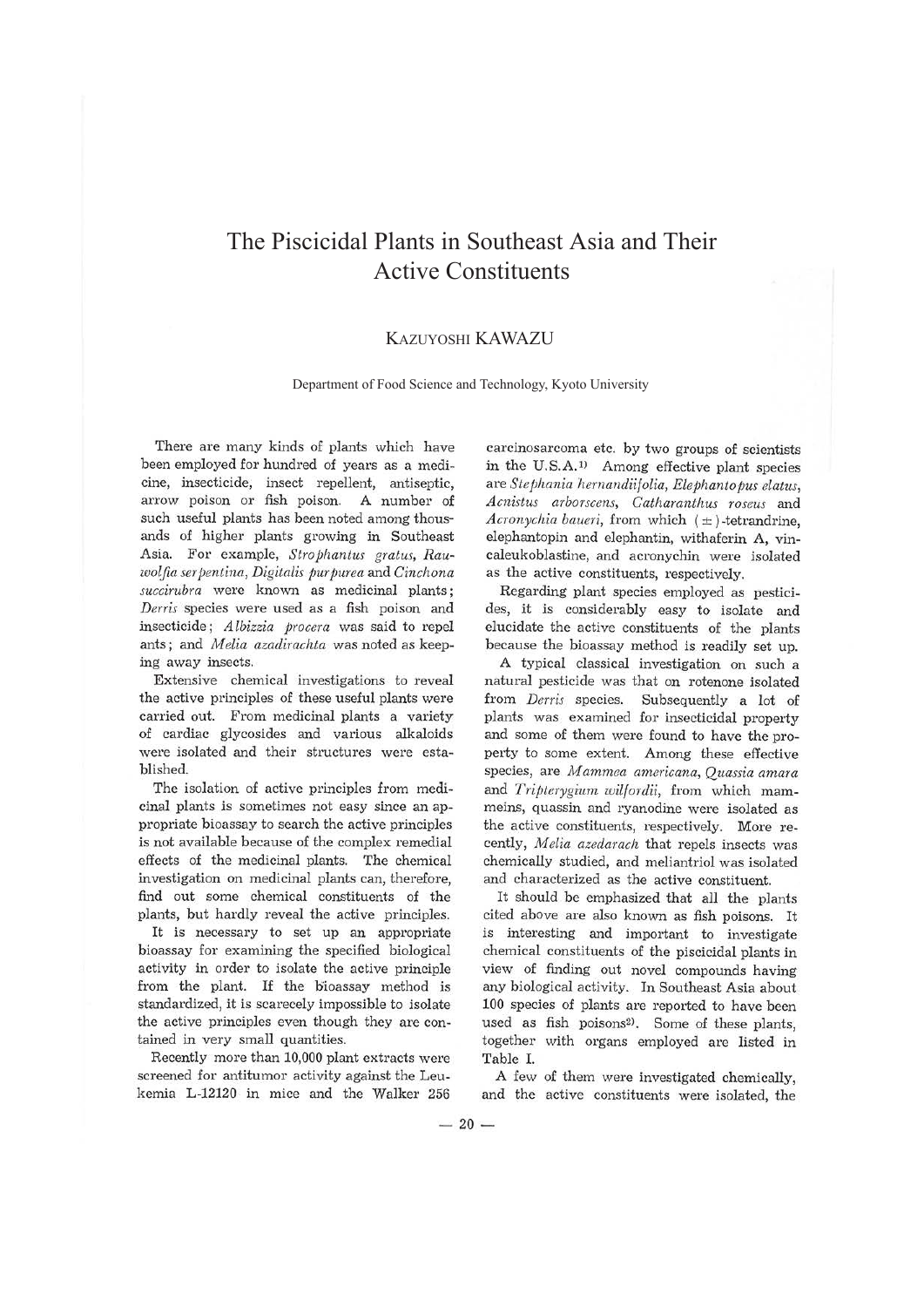# The Piscicidal Plants in Southeast Asia and Their Active Constituents

KAZUYOSHI KAWAZU

Department of Food Science and Technology, Kyoto University

There are many kinds of plants which have been employed for hundred of years as a medicine, insecticide, insect repellent, antiseptic, arrow poison or fish poison. A number of such useful plants has been noted among thousands of higher plants growing in Southeast Asia. For example, *Strophantus gratus*, *Rauwolfia serpentina*, *Digitalis purpurea* and *Cinchona succirubra* were known as medicinal plants; *Derris* species were used as a fish poison and insecticide; *Albizzia procera* was said to repel ants; and *Melia azadirachta* was noted as keeping away insects.

Extensive chemical investigations to reveal the active principles of these useful plants were carried out. From medicinal plants a variety of cardiac glycosides and various alkaloids were isolated and their structures were established.

The isolation of active principles from medicinal plants is sometimes not easy since an appropriate bioassay to search the active principles is not available because of the complex remedial effects of the medicinal plants. The chemical investigation on medicinal plants can, therefore, find out some chemical constituents of the plants, but hardly reveal the active principles.

It is necessary to set up an appropriate bioassay for examining the specified biological activity in order to isolate the active principle from the plant. If the bioassay method is standardized, it is scarecely impossible to isolate the active principles even though they are contained in very small quantities.

Recently more than 10,000 plant extracts were screened for antitumor activity against the Leukemia L-12120 in mice and the Walker 256 carcinosarcoma etc. by two groups of scientists in the U.S.A.[1] Among effective plant species are *Stephania hernandiifolia*, *Elephantopus elatus*, *Acnistus arborscens*, *Catharanthus roseus* and *Acronychia baueri*, from which (±)-tetrandrine, elephantopin and elephantin, withaferin A, vincaleukoblastine, and acronychin were isolated as the active constituents, respectively.

Regarding plant species employed as pesticides, it is considerably easy to isolate and elucidate the active constituents of the plants because the bioassay method is readily set up.

A typical classical investigation on such a natural pesticide was that on rotenone isolated from *Derris* species. Subsequently a lot of plants was examined for insecticidal property and some of them were found to have the property to some extent. Among these effective species, are *Mammea americana*, *Quassia amara* and *Tripterygium wilfordii*, from which mammeins, quassin and ryanodine were isolated as the active constituents, respectively. More recently, *Melia azedarach* that repels insects was chemically studied, and meliantriol was isolated and characterized as the active constituent.

It should be emphasized that all the plants cited above are also known as fish poisons. It is interesting and important to investigate chemical constituents of the piscicidal plants in view of finding out novel compounds having any biological activity. In Southeast Asia about 100 species of plants are reported to have been used as fish poisons[2]. Some of these plants, together with organs employed are listed in Table I.

A few of them were investigated chemically, and the active constituents were isolated, the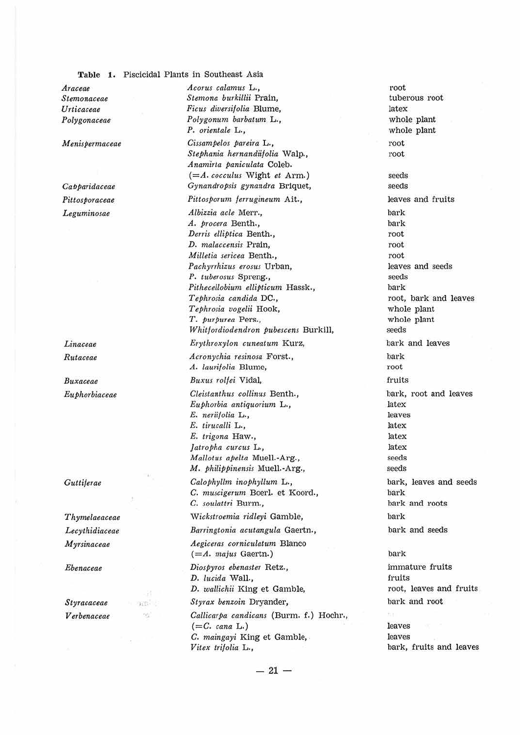**Table 1.** Piscicidal Plants in Southeast Asia

| Family | Species | Part used |
|---|---|---|
| *Araceae* | *Acorus calamus* L., | root |
| *Stemonaceae* | *Stemona burkillii* Prain, | tuberous root |
| *Urticaceae* | *Ficus diversifolia* Blume, | latex |
| *Polygonaceae* | *Polygonum barbatum* L., | whole plant |
| | *P. orientale* L., | whole plant |
| *Menispermaceae* | *Cissampelos pareira* L., | root |
| | *Stephania hernandiifolia* Walp., | root |
| | *Anamirta paniculata* Coleb. (=*A. cocculus* Wight *et* Arn.) | seeds |
| *Capparidaceae* | *Gynandropsis gynandra* Briquet, | seeds |
| *Pittosporaceae* | *Pittosporum ferrugineum* Ait., | leaves and fruits |
| *Leguminosae* | *Albizzia acle* Merr., | bark |
| | *A. procera* Benth., | bark |
| | *Derris elliptica* Benth., | root |
| | *D. malaccensis* Prain, | root |
| | *Milletia sericea* Benth., | root |
| | *Pachyrrhizus erosus* Urban, | leaves and seeds |
| | *P. tuberosus* Spreng., | seeds |
| | *Pithecellobium ellipticum* Hassk., | bark |
| | *Tephrosia candida* DC., | root, bark and leaves |
| | *Tephrosia vogelii* Hook, | whole plant |
| | *T. purpurea* Pers., | whole plant |
| | *Whitfordiodendron pubescens* Burkill, | seeds |
| *Linaceae* | *Erythroxylon cuneatum* Kurz, | bark and leaves |
| *Rutaceae* | *Acronychia resinosa* Forst., | bark |
| | *A. laurifolia* Blume, | root |
| *Buxaceae* | *Buxus rolfei* Vidal, | fruits |
| *Euphorbiaceae* | *Cleistanthus collinus* Benth., | bark, root and leaves |
| | *Euphorbia antiquorium* L., | latex |
| | *E. neriifolia* L., | leaves |
| | *E. tirucalli* L., | latex |
| | *E. trigona* Haw., | latex |
| | *Jatropha curcus* L., | latex |
| | *Mallotus apelta* Muell.-Arg., | seeds |
| | *M. philippinensis* Muell.-Arg., | seeds |
| *Guttiferae* | *Calophyllm inophyllum* L., | bark, leaves and seeds |
| | *C. muscigerum* Boerl. et Koord., | bark |
| | *C. soulattri* Burm., | bark and roots |
| *Thymelaeaceae* | *Wickstroemia ridleyi* Gamble, | bark |
| *Lecythidiaceae* | *Barringtonia acutangula* Gaertn., | bark and seeds |
| *Myrsinaceae* | *Aegiceras corniculatum* Blanco (=*A. majus* Gaertn.) | bark |
| *Ebenaceae* | *Diospyros ebenaster* Retz., | immature fruits |
| | *D. lucida* Wall., | fruits |
| | *D. wallichii* King et Gamble, | root, leaves and fruits |
| *Styracaceae* | *Styrax benzoin* Dryander, | bark and root |
| *Verbenaceae* | *Callicarpa candicans* (Burm. f.) Hochr., (=*C. cana* L.) | leaves |
| | *C. maingayi* King et Gamble, | leaves |
| | *Vitex trifolia* L., | bark, fruits and leaves |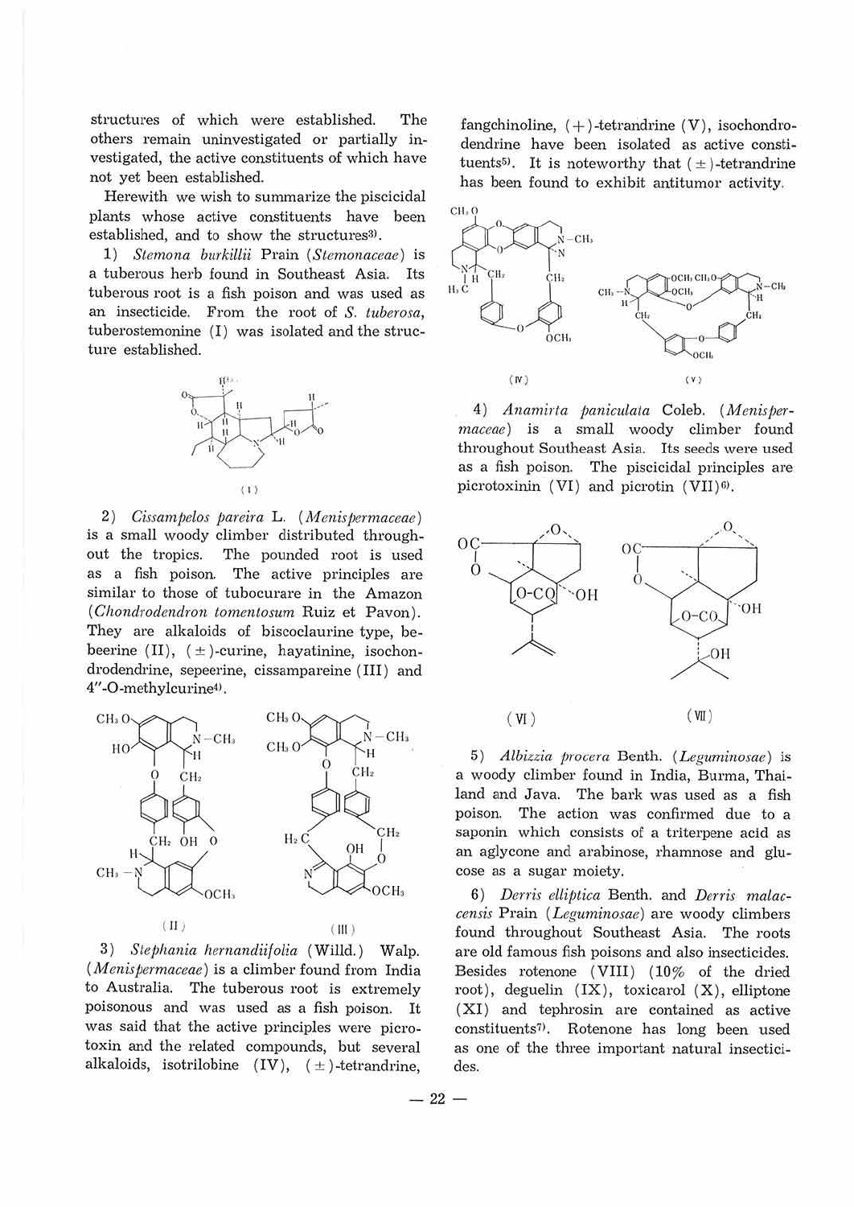structures of which were established. The others remain uninvestigated or partially investigated, the active constituents of which have not yet been established.

Herewith we wish to summarize the piscicidal plants whose active constituents have been established, and to show the structures[3].

1) *Stemona burkillii* Prain (*Stemonaceae*) is a tuberous herb found in Southeast Asia. Its tuberous root is a fish poison and was used as an insecticide. From the root of *S. tuberosa*, tuberostemonine (I) was isolated and the structure established.

(I)

2) *Cissampelos pareira* L. (*Menispermaceae*) is a small woody climber distributed throughout the tropics. The pounded root is used as a fish poison. The active principles are similar to those of tubocurare in the Amazon (*Chondrodendron tomentosum* Ruiz et Pavon). They are alkaloids of biscoclaurine type, bebeerine (II), (±)-curine, hayatinine, isochondrodendrine, sepeerine, cissampareine (III) and 4″-O-methylcurine[4].

(II) (III)

3) *Stephania hernandiifolia* (Willd.) Walp. (*Menispermaceae*) is a climber found from India to Australia. The tuberous root is extremely poisonous and was used as a fish poison. It was said that the active principles were picrotoxin and the related compounds, but several alkaloids, isotrilobine (IV), (±)-tetrandrine, fangchinoline, (+)-tetrandrine (V), isochondrodendrine have been isolated as active constituents[5]. It is noteworthy that (±)-tetrandrine has been found to exhibit antitumor activity.

(IV) (V)

4) *Anamirta paniculata* Coleb. (*Menispermaceae*) is a small woody climber found throughout Southeast Asia. Its seeds were used as a fish poison. The piscicidal principles are picrotoxinin (VI) and picrotin (VII)[6].

(VI) (VII)

5) *Albizzia procera* Benth. (*Leguminosae*) is a woody climber found in India, Burma, Thailand and Java. The bark was used as a fish poison. The action was confirmed due to a saponin which consists of a triterpene acid as an aglycone and arabinose, rhamnose and glucose as a sugar moiety.

6) *Derris elliptica* Benth. and *Derris malaccensis* Prain (*Leguminosae*) are woody climbers found throughout Southeast Asia. The roots are old famous fish poisons and also insecticides. Besides rotenone (VIII) (10% of the dried root), deguelin (IX), toxicarol (X), elliptone (XI) and tephrosin are contained as active constituents[7]. Rotenone has long been used as one of the three important natural insecticides.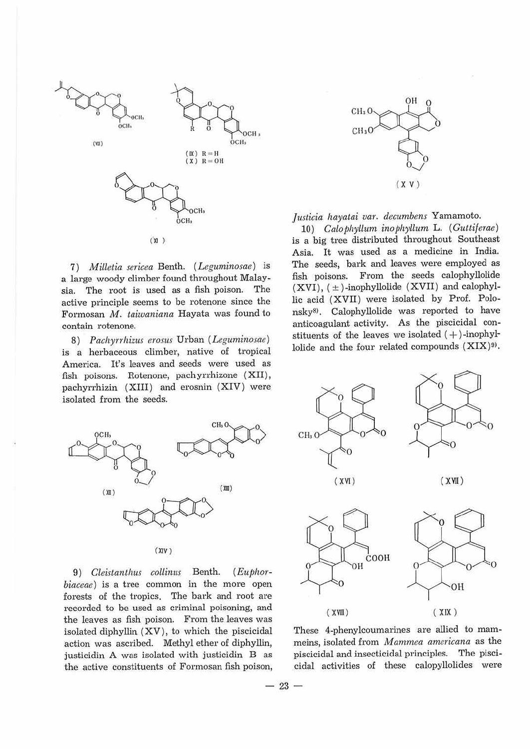(VIII)

(IX) R = H
(X) R = OH

(XI)

7) *Milletia sericea* Benth. (*Leguminosae*) is a large woody climber found throughout Malaysia. The root is used as a fish poison. The active principle seems to be rotenone since the Formosan *M. taiwaniana* Hayata was found to contain rotenone.

8) *Pachyrrhizus erosus* Urban (*Leguminosae*) is a herbaceous climber, native of tropical America. It's leaves and seeds were used as fish poisons. Rotenone, pachyrrhizone (XII), pachyrrhizin (XIII) and erosnin (XIV) were isolated from the seeds.

(XII)

(XIII)

(XIV)

9) *Cleistanthus collinus* Benth. (*Euphorbiaceae*) is a tree common in the more open forests of the tropics. The bark and root are recorded to be used as criminal poisoning, and the leaves as fish poison. From the leaves was isolated diphyllin (XV), to which the piscicidal action was ascribed. Methyl ether of diphyllin, justicidin A was isolated with justicidin B as the active constituents of Formosan fish poison, *Justicia hayatai var. decumbens* Yamamoto.

(XV)

10) *Calophyllum inophyllum* L. (*Guttiferae*) is a big tree distributed throughout Southeast Asia. It was used as a medicine in India. The seeds, bark and leaves were employed as fish poisons. From the seeds calophyllolide (XVI), (±)-inophyllolide (XVII) and calophyllic acid (XVII) were isolated by Prof. Polonsky[8]. Calophyllolide was reported to have anticoagulant activity. As the piscicidal constituents of the leaves we isolated (+)-inophyllolide and the four related compounds (XIX)[9].

(XVI)

(XVII)

(XVIII)

(XIX)

These 4-phenylcoumarines are allied to mammeins, isolated from *Mammea americana* as the piscicidal and insecticidal principles. The piscicidal activities of these calopyllolides were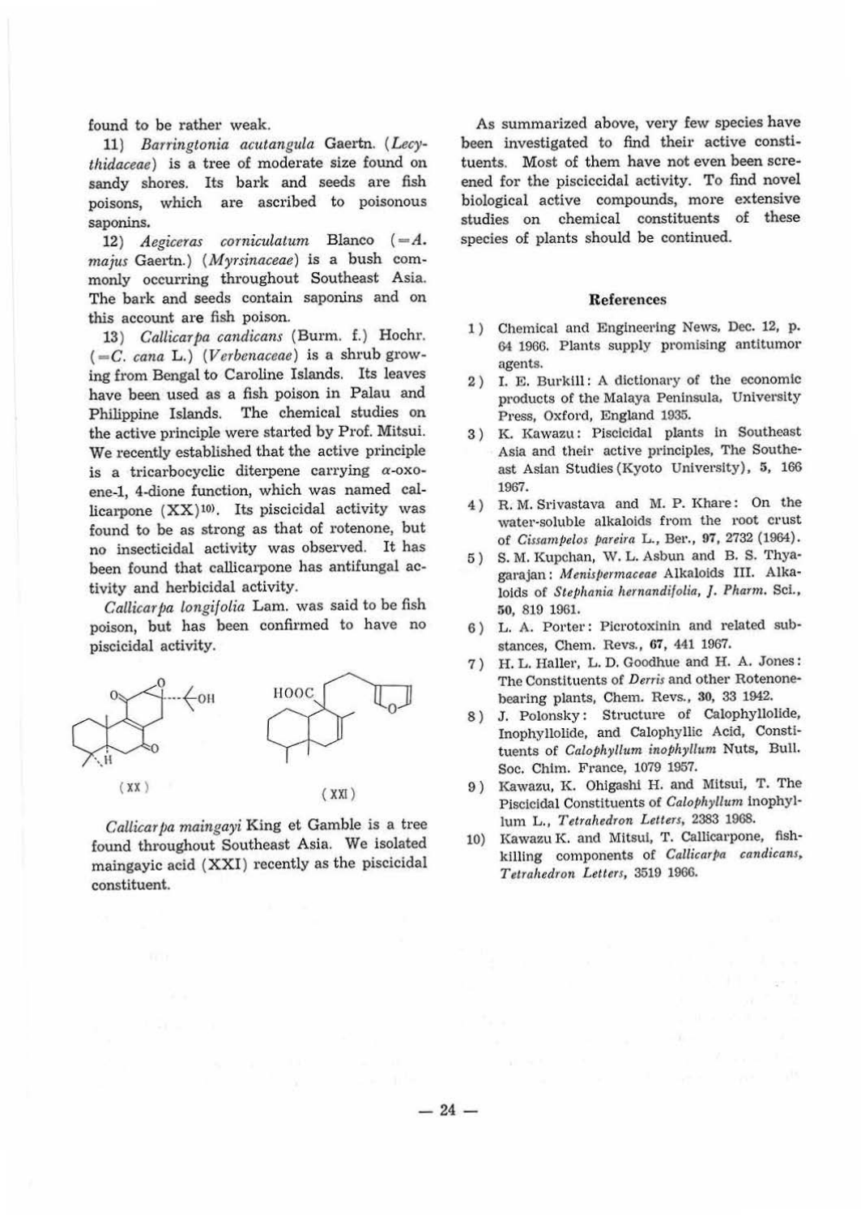found to be rather weak.

11) *Barringtonia acutangula* Gaertn. (*Lecythidaceae*) is a tree of moderate size found on sandy shores. Its bark and seeds are fish poisons, which are ascribed to poisonous saponins.

12) *Aegiceras corniculatum* Blanco (=*A. majus* Gaertn.) (*Myrsinaceae*) is a bush commonly occurring throughout Southeast Asia. The bark and seeds contain saponins and on this account are fish poison.

13) *Callicarpa candicans* (Burm. f.) Hochr. (=*C. cana* L.) (*Verbenaceae*) is a shrub growing from Bengal to Caroline Islands. Its leaves have been used as a fish poison in Palau and Philippine Islands. The chemical studies on the active principle were started by Prof. Mitsui. We recently established that the active principle is a tricarbocyclic diterpene carrying $\alpha$-oxoene-1, 4-dione function, which was named callicarpone (XX)[10]. Its piscicidal activity was found to be as strong as that of rotenone, but no insecticidal activity was observed. It has been found that callicarpone has antifungal activity and herbicidal activity.

*Callicarpa longifolia* Lam. was said to be fish poison, but has been confirmed to have no piscicidal activity.

(XX) (XXI)

*Callicarpa maingayi* King et Gamble is a tree found throughout Southeast Asia. We isolated maingayic acid (XXI) recently as the piscicidal constituent.

As summarized above, very few species have been investigated to find their active constituents. Most of them have not even been screened for the pisciccidal activity. To find novel biological active compounds, more extensive studies on chemical constituents of these species of plants should be continued.

## References

1) Chemical and Engineering News, Dec. 12, p. 64 1966. Plants supply promising antitumor agents.
2) I. E. Burkill: A dictionary of the economic products of the Malaya Peninsula, University Press, Oxford, England 1935.
3) K. Kawazu: Piscicidal plants in Southeast Asia and their active principles, The Southeast Asian Studies (Kyoto University), **5**, 166 1967.
4) R. M. Srivastava and M. P. Khare: On the water-soluble alkaloids from the root crust of *Cissampelos pareira* L., Ber., **97**, 2732 (1964).
5) S. M. Kupchan, W. L. Asbun and B. S. Thyagarajan: *Menispermaceae* Alkaloids III. Alkaloids of *Stephania hernandifolia*, *J. Pharm.* Sci., **50**, 819 1961.
6) L. A. Porter: Picrotoxinin and related substances, Chem. Revs., **67**, 441 1967.
7) H. L. Haller, L. D. Goodhue and H. A. Jones: The Constituents of *Derris* and other Rotenone-bearing plants, Chem. Revs., **30**, 33 1942.
8) J. Polonsky: Structure of Calophyllolide, Inophyllolide, and Calophyllic Acid, Constituents of *Calophyllum inophyllum* Nuts, Bull. Soc. Chim. France, 1079 1957.
9) Kawazu, K. Ohigashi H. and Mitsui, T. The Piscicidal Constituents of *Calophyllum* inophyllum L., *Tetrahedron Letters*, 2383 1968.
10) Kawazu K. and Mitsui, T. Callicarpone, fish-killing components of *Callicarpa candicans*, *Tetrahedron Letters*, 3519 1966.